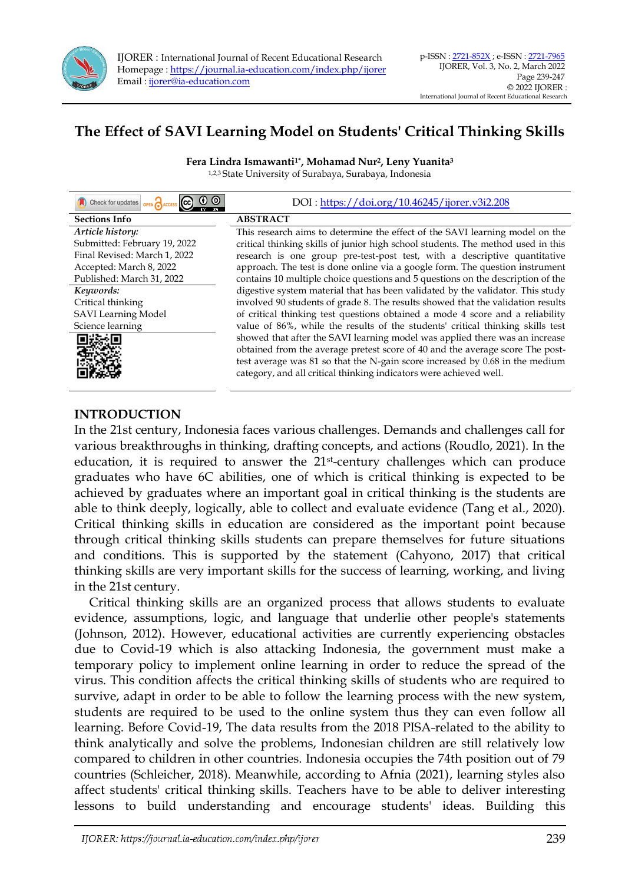# The Effect of SAVI Learning Model on Students' Critical Thinking Skills

**Fera Lindra Ismawanti[1*], Mohamad Nur[2], Leny Yuanita[3]**
[1,2,3] State University of Surabaya, Surabaya, Indonesia

DOI : https://doi.org/10.46245/ijorer.v3i2.208

**Sections Info**

*Article history:*
Submitted: February 19, 2022
Final Revised: March 1, 2022
Accepted: March 8, 2022
Published: March 31, 2022

*Keywords:*
Critical thinking
SAVI Learning Model
Science learning

**ABSTRACT**

This research aims to determine the effect of the SAVI learning model on the critical thinking skills of junior high school students. The method used in this research is one group pre-test-post test, with a descriptive quantitative approach. The test is done online via a google form. The question instrument contains 10 multiple choice questions and 5 questions on the description of the digestive system material that has been validated by the validator. This study involved 90 students of grade 8. The results showed that the validation results of critical thinking test questions obtained a mode 4 score and a reliability value of 86%, while the results of the students' critical thinking skills test showed that after the SAVI learning model was applied there was an increase obtained from the average pretest score of 40 and the average score The post-test average was 81 so that the N-gain score increased by 0.68 in the medium category, and all critical thinking indicators were achieved well.

## INTRODUCTION

In the 21st century, Indonesia faces various challenges. Demands and challenges call for various breakthroughs in thinking, drafting concepts, and actions (Roudlo, 2021). In the education, it is required to answer the 21st-century challenges which can produce graduates who have 6C abilities, one of which is critical thinking is expected to be achieved by graduates where an important goal in critical thinking is the students are able to think deeply, logically, able to collect and evaluate evidence (Tang et al., 2020). Critical thinking skills in education are considered as the important point because through critical thinking skills students can prepare themselves for future situations and conditions. This is supported by the statement (Cahyono, 2017) that critical thinking skills are very important skills for the success of learning, working, and living in the 21st century.

Critical thinking skills are an organized process that allows students to evaluate evidence, assumptions, logic, and language that underlie other people's statements (Johnson, 2012). However, educational activities are currently experiencing obstacles due to Covid-19 which is also attacking Indonesia, the government must make a temporary policy to implement online learning in order to reduce the spread of the virus. This condition affects the critical thinking skills of students who are required to survive, adapt in order to be able to follow the learning process with the new system, students are required to be used to the online system thus they can even follow all learning. Before Covid-19, The data results from the 2018 PISA-related to the ability to think analytically and solve the problems, Indonesian children are still relatively low compared to children in other countries. Indonesia occupies the 74th position out of 79 countries (Schleicher, 2018). Meanwhile, according to Afnia (2021), learning styles also affect students' critical thinking skills. Teachers have to be able to deliver interesting lessons to build understanding and encourage students' ideas. Building this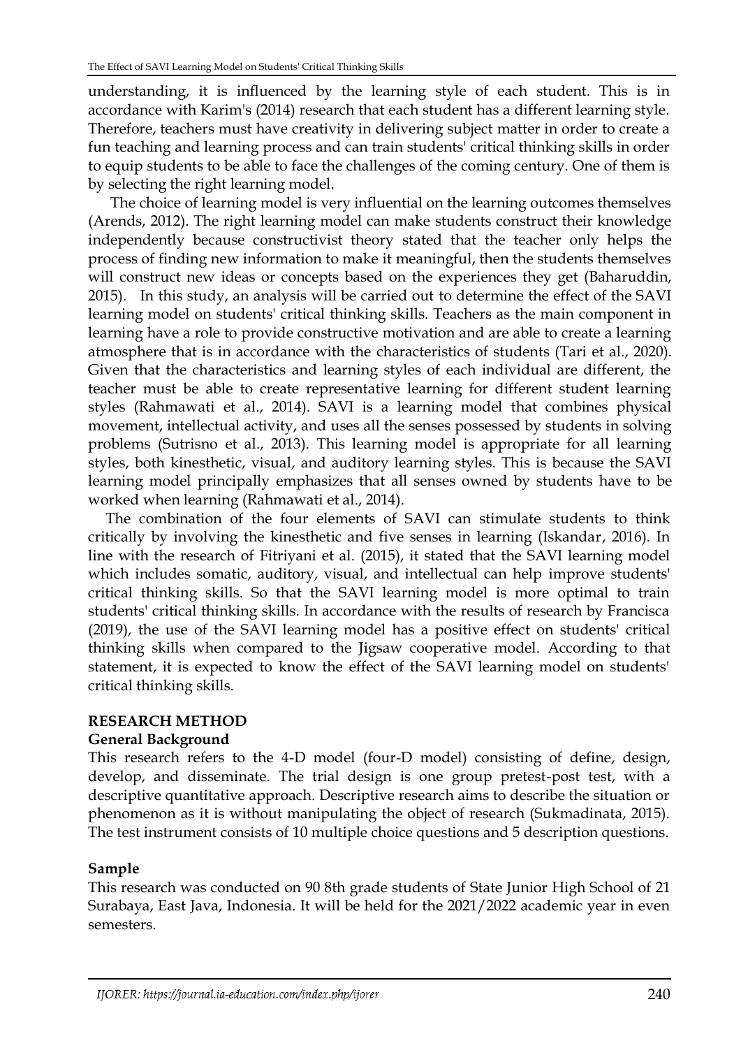understanding, it is influenced by the learning style of each student. This is in accordance with Karim's (2014) research that each student has a different learning style. Therefore, teachers must have creativity in delivering subject matter in order to create a fun teaching and learning process and can train students' critical thinking skills in order to equip students to be able to face the challenges of the coming century. One of them is by selecting the right learning model.

The choice of learning model is very influential on the learning outcomes themselves (Arends, 2012). The right learning model can make students construct their knowledge independently because constructivist theory stated that the teacher only helps the process of finding new information to make it meaningful, then the students themselves will construct new ideas or concepts based on the experiences they get (Baharuddin, 2015). In this study, an analysis will be carried out to determine the effect of the SAVI learning model on students' critical thinking skills. Teachers as the main component in learning have a role to provide constructive motivation and are able to create a learning atmosphere that is in accordance with the characteristics of students (Tari et al., 2020). Given that the characteristics and learning styles of each individual are different, the teacher must be able to create representative learning for different student learning styles (Rahmawati et al., 2014). SAVI is a learning model that combines physical movement, intellectual activity, and uses all the senses possessed by students in solving problems (Sutrisno et al., 2013). This learning model is appropriate for all learning styles, both kinesthetic, visual, and auditory learning styles. This is because the SAVI learning model principally emphasizes that all senses owned by students have to be worked when learning (Rahmawati et al., 2014).

The combination of the four elements of SAVI can stimulate students to think critically by involving the kinesthetic and five senses in learning (Iskandar, 2016). In line with the research of Fitriyani et al. (2015), it stated that the SAVI learning model which includes somatic, auditory, visual, and intellectual can help improve students' critical thinking skills. So that the SAVI learning model is more optimal to train students' critical thinking skills. In accordance with the results of research by Francisca (2019), the use of the SAVI learning model has a positive effect on students' critical thinking skills when compared to the Jigsaw cooperative model. According to that statement, it is expected to know the effect of the SAVI learning model on students' critical thinking skills.

## RESEARCH METHOD

### General Background

This research refers to the 4-D model (four-D model) consisting of define, design, develop, and disseminate. The trial design is one group pretest-post test, with a descriptive quantitative approach. Descriptive research aims to describe the situation or phenomenon as it is without manipulating the object of research (Sukmadinata, 2015). The test instrument consists of 10 multiple choice questions and 5 description questions.

### Sample

This research was conducted on 90 8th grade students of State Junior High School of 21 Surabaya, East Java, Indonesia. It will be held for the 2021/2022 academic year in even semesters.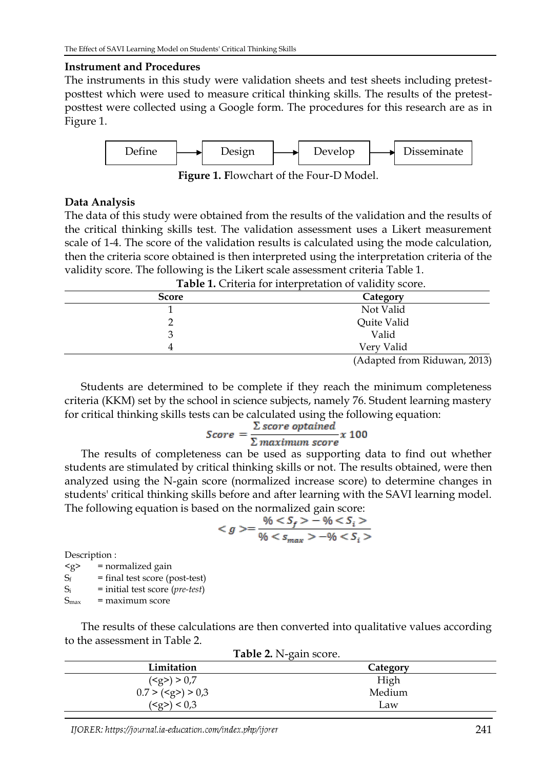### Instrument and Procedures

The instruments in this study were validation sheets and test sheets including pretest-posttest which were used to measure critical thinking skills. The results of the pretest-posttest were collected using a Google form. The procedures for this research are as in Figure 1.

Define → Design → Develop → Disseminate

**Figure 1. F**lowchart of the Four-D Model.

### Data Analysis

The data of this study were obtained from the results of the validation and the results of the critical thinking skills test. The validation assessment uses a Likert measurement scale of 1-4. The score of the validation results is calculated using the mode calculation, then the criteria score obtained is then interpreted using the interpretation criteria of the validity score. The following is the Likert scale assessment criteria Table 1.

**Table 1.** Criteria for interpretation of validity score.

| Score | Category |
|---|---|
| 1 | Not Valid |
| 2 | Quite Valid |
| 3 | Valid |
| 4 | Very Valid |

(Adapted from Riduwan, 2013)

Students are determined to be complete if they reach the minimum completeness criteria (KKM) set by the school in science subjects, namely 76. Student learning mastery for critical thinking skills tests can be calculated using the following equation:

$$Score = \frac{\Sigma\, score\ optained}{\Sigma\, maximum\ score} x\ 100$$

The results of completeness can be used as supporting data to find out whether students are stimulated by critical thinking skills or not. The results obtained, were then analyzed using the N-gain score (normalized increase score) to determine changes in students' critical thinking skills before and after learning with the SAVI learning model. The following equation is based on the normalized gain score:

$$< g > = \frac{\% < S_f > - \% < S_i >}{\% < s_{max} > - \% < S_i >}$$

Description :

<g> = normalized gain
$S_f$ = final test score (post-test)
$S_i$ = initial test score (*pre-test*)
$S_{max}$ = maximum score

The results of these calculations are then converted into qualitative values according to the assessment in Table 2.

**Table 2.** N-gain score.

| Limitation | Category |
|---|---|
| (<g>) > 0,7 | High |
| 0.7 > (<g>) > 0,3 | Medium |
| (<g>) < 0,3 | Law |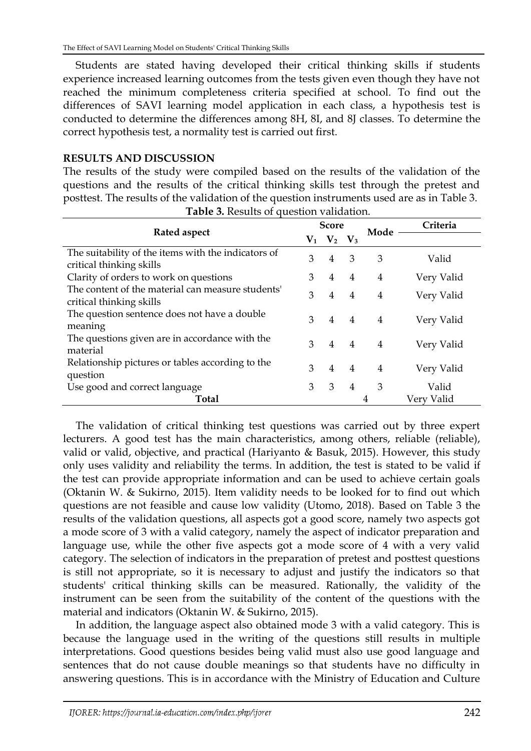Students are stated having developed their critical thinking skills if students experience increased learning outcomes from the tests given even though they have not reached the minimum completeness criteria specified at school. To find out the differences of SAVI learning model application in each class, a hypothesis test is conducted to determine the differences among 8H, 8I, and 8J classes. To determine the correct hypothesis test, a normality test is carried out first.

## RESULTS AND DISCUSSION

The results of the study were compiled based on the results of the validation of the questions and the results of the critical thinking skills test through the pretest and posttest. The results of the validation of the question instruments used are as in Table 3.

**Table 3.** Results of question validation.

| Rated aspect | Score | | | Mode | Criteria |
|---|---|---|---|---|---|
| | $V_1$ | $V_2$ | $V_3$ | | |
| The suitability of the items with the indicators of critical thinking skills | 3 | 4 | 3 | 3 | Valid |
| Clarity of orders to work on questions | 3 | 4 | 4 | 4 | Very Valid |
| The content of the material can measure students' critical thinking skills | 3 | 4 | 4 | 4 | Very Valid |
| The question sentence does not have a double meaning | 3 | 4 | 4 | 4 | Very Valid |
| The questions given are in accordance with the material | 3 | 4 | 4 | 4 | Very Valid |
| Relationship pictures or tables according to the question | 3 | 4 | 4 | 4 | Very Valid |
| Use good and correct language | 3 | 3 | 4 | 3 | Valid |
| **Total** | | | | 4 | Very Valid |

The validation of critical thinking test questions was carried out by three expert lecturers. A good test has the main characteristics, among others, reliable (reliable), valid or valid, objective, and practical (Hariyanto & Basuk, 2015). However, this study only uses validity and reliability the terms. In addition, the test is stated to be valid if the test can provide appropriate information and can be used to achieve certain goals (Oktanin W. & Sukirno, 2015). Item validity needs to be looked for to find out which questions are not feasible and cause low validity (Utomo, 2018). Based on Table 3 the results of the validation questions, all aspects got a good score, namely two aspects got a mode score of 3 with a valid category, namely the aspect of indicator preparation and language use, while the other five aspects got a mode score of 4 with a very valid category. The selection of indicators in the preparation of pretest and posttest questions is still not appropriate, so it is necessary to adjust and justify the indicators so that students' critical thinking skills can be measured. Rationally, the validity of the instrument can be seen from the suitability of the content of the questions with the material and indicators (Oktanin W. & Sukirno, 2015).

In addition, the language aspect also obtained mode 3 with a valid category. This is because the language used in the writing of the questions still results in multiple interpretations. Good questions besides being valid must also use good language and sentences that do not cause double meanings so that students have no difficulty in answering questions. This is in accordance with the Ministry of Education and Culture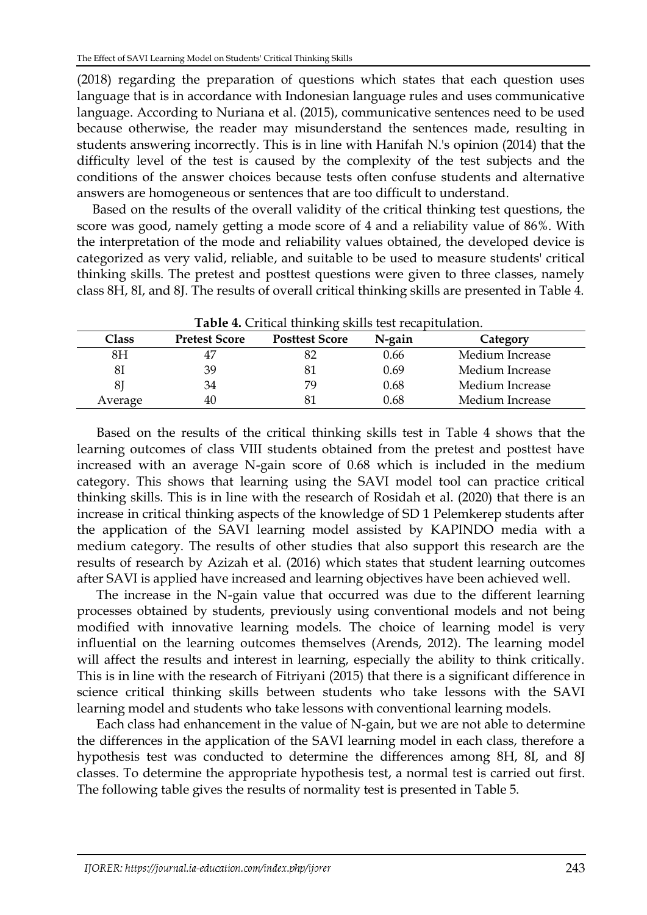(2018) regarding the preparation of questions which states that each question uses language that is in accordance with Indonesian language rules and uses communicative language. According to Nuriana et al. (2015), communicative sentences need to be used because otherwise, the reader may misunderstand the sentences made, resulting in students answering incorrectly. This is in line with Hanifah N.'s opinion (2014) that the difficulty level of the test is caused by the complexity of the test subjects and the conditions of the answer choices because tests often confuse students and alternative answers are homogeneous or sentences that are too difficult to understand.

Based on the results of the overall validity of the critical thinking test questions, the score was good, namely getting a mode score of 4 and a reliability value of 86%. With the interpretation of the mode and reliability values obtained, the developed device is categorized as very valid, reliable, and suitable to be used to measure students' critical thinking skills. The pretest and posttest questions were given to three classes, namely class 8H, 8I, and 8J. The results of overall critical thinking skills are presented in Table 4.

**Table 4.** Critical thinking skills test recapitulation.

| Class | Pretest Score | Posttest Score | N-gain | Category |
|---|---|---|---|---|
| 8H | 47 | 82 | 0.66 | Medium Increase |
| 8I | 39 | 81 | 0.69 | Medium Increase |
| 8J | 34 | 79 | 0.68 | Medium Increase |
| Average | 40 | 81 | 0.68 | Medium Increase |

Based on the results of the critical thinking skills test in Table 4 shows that the learning outcomes of class VIII students obtained from the pretest and posttest have increased with an average N-gain score of 0.68 which is included in the medium category. This shows that learning using the SAVI model tool can practice critical thinking skills. This is in line with the research of Rosidah et al. (2020) that there is an increase in critical thinking aspects of the knowledge of SD 1 Pelemkerep students after the application of the SAVI learning model assisted by KAPINDO media with a medium category. The results of other studies that also support this research are the results of research by Azizah et al. (2016) which states that student learning outcomes after SAVI is applied have increased and learning objectives have been achieved well.

The increase in the N-gain value that occurred was due to the different learning processes obtained by students, previously using conventional models and not being modified with innovative learning models. The choice of learning model is very influential on the learning outcomes themselves (Arends, 2012). The learning model will affect the results and interest in learning, especially the ability to think critically. This is in line with the research of Fitriyani (2015) that there is a significant difference in science critical thinking skills between students who take lessons with the SAVI learning model and students who take lessons with conventional learning models.

Each class had enhancement in the value of N-gain, but we are not able to determine the differences in the application of the SAVI learning model in each class, therefore a hypothesis test was conducted to determine the differences among 8H, 8I, and 8J classes. To determine the appropriate hypothesis test, a normal test is carried out first. The following table gives the results of normality test is presented in Table 5.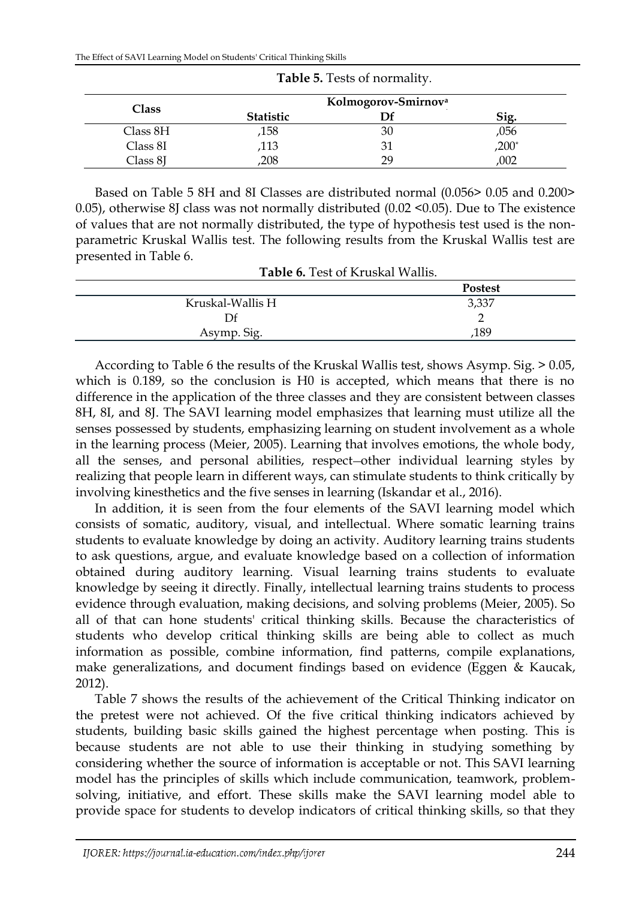**Table 5.** Tests of normality.

| Class | Kolmogorov-Smirnov[a] | | |
|---|---|---|---|
| | Statistic | Df | Sig. |
| Class 8H | ,158 | 30 | ,056 |
| Class 8I | ,113 | 31 | ,200* |
| Class 8J | ,208 | 29 | ,002 |

Based on Table 5 8H and 8I Classes are distributed normal (0.056> 0.05 and 0.200> 0.05), otherwise 8J class was not normally distributed (0.02 <0.05). Due to The existence of values that are not normally distributed, the type of hypothesis test used is the non-parametric Kruskal Wallis test. The following results from the Kruskal Wallis test are presented in Table 6.

**Table 6.** Test of Kruskal Wallis.

| | Postest |
|---|---|
| Kruskal-Wallis H | 3,337 |
| Df | 2 |
| Asymp. Sig. | ,189 |

According to Table 6 the results of the Kruskal Wallis test, shows Asymp. Sig. > 0.05, which is 0.189, so the conclusion is H0 is accepted, which means that there is no difference in the application of the three classes and they are consistent between classes 8H, 8I, and 8J. The SAVI learning model emphasizes that learning must utilize all the senses possessed by students, emphasizing learning on student involvement as a whole in the learning process (Meier, 2005). Learning that involves emotions, the whole body, all the senses, and personal abilities, respect—other individual learning styles by realizing that people learn in different ways, can stimulate students to think critically by involving kinesthetics and the five senses in learning (Iskandar et al., 2016).

In addition, it is seen from the four elements of the SAVI learning model which consists of somatic, auditory, visual, and intellectual. Where somatic learning trains students to evaluate knowledge by doing an activity. Auditory learning trains students to ask questions, argue, and evaluate knowledge based on a collection of information obtained during auditory learning. Visual learning trains students to evaluate knowledge by seeing it directly. Finally, intellectual learning trains students to process evidence through evaluation, making decisions, and solving problems (Meier, 2005). So all of that can hone students' critical thinking skills. Because the characteristics of students who develop critical thinking skills are being able to collect as much information as possible, combine information, find patterns, compile explanations, make generalizations, and document findings based on evidence (Eggen & Kaucak, 2012).

Table 7 shows the results of the achievement of the Critical Thinking indicator on the pretest were not achieved. Of the five critical thinking indicators achieved by students, building basic skills gained the highest percentage when posting. This is because students are not able to use their thinking in studying something by considering whether the source of information is acceptable or not. This SAVI learning model has the principles of skills which include communication, teamwork, problem-solving, initiative, and effort. These skills make the SAVI learning model able to provide space for students to develop indicators of critical thinking skills, so that they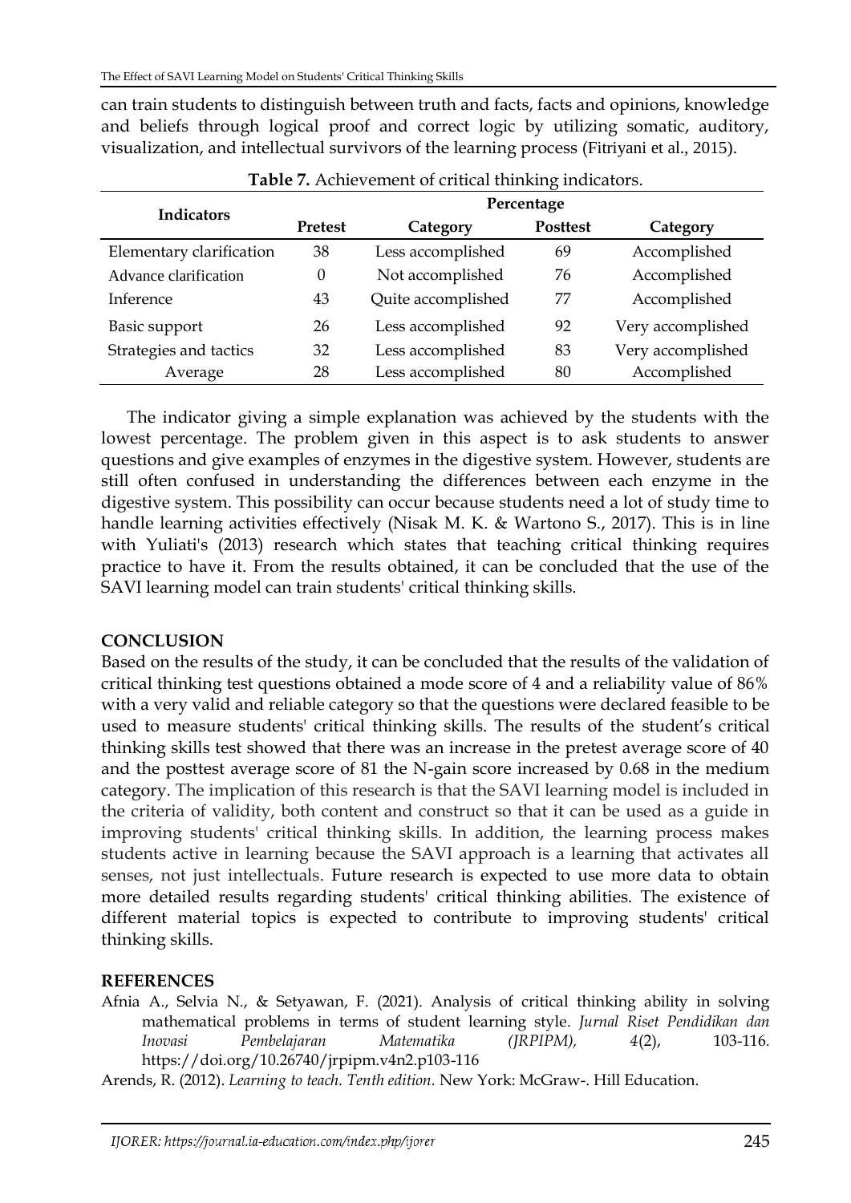can train students to distinguish between truth and facts, facts and opinions, knowledge and beliefs through logical proof and correct logic by utilizing somatic, auditory, visualization, and intellectual survivors of the learning process (Fitriyani et al., 2015).

**Table 7.** Achievement of critical thinking indicators.

| Indicators | Percentage | | | |
|---|---|---|---|---|
| | Pretest | Category | Posttest | Category |
| Elementary clarification | 38 | Less accomplished | 69 | Accomplished |
| Advance clarification | 0 | Not accomplished | 76 | Accomplished |
| Inference | 43 | Quite accomplished | 77 | Accomplished |
| Basic support | 26 | Less accomplished | 92 | Very accomplished |
| Strategies and tactics | 32 | Less accomplished | 83 | Very accomplished |
| Average | 28 | Less accomplished | 80 | Accomplished |

The indicator giving a simple explanation was achieved by the students with the lowest percentage. The problem given in this aspect is to ask students to answer questions and give examples of enzymes in the digestive system. However, students are still often confused in understanding the differences between each enzyme in the digestive system. This possibility can occur because students need a lot of study time to handle learning activities effectively (Nisak M. K. & Wartono S., 2017). This is in line with Yuliati's (2013) research which states that teaching critical thinking requires practice to have it. From the results obtained, it can be concluded that the use of the SAVI learning model can train students' critical thinking skills.

## CONCLUSION

Based on the results of the study, it can be concluded that the results of the validation of critical thinking test questions obtained a mode score of 4 and a reliability value of 86% with a very valid and reliable category so that the questions were declared feasible to be used to measure students' critical thinking skills. The results of the student's critical thinking skills test showed that there was an increase in the pretest average score of 40 and the posttest average score of 81 the N-gain score increased by 0.68 in the medium category. The implication of this research is that the SAVI learning model is included in the criteria of validity, both content and construct so that it can be used as a guide in improving students' critical thinking skills. In addition, the learning process makes students active in learning because the SAVI approach is a learning that activates all senses, not just intellectuals. Future research is expected to use more data to obtain more detailed results regarding students' critical thinking abilities. The existence of different material topics is expected to contribute to improving students' critical thinking skills.

## REFERENCES

Afnia A., Selvia N., & Setyawan, F. (2021). Analysis of critical thinking ability in solving mathematical problems in terms of student learning style. *Jurnal Riset Pendidikan dan Inovasi Pembelajaran Matematika (JRPIPM), 4*(2), 103-116. https://doi.org/10.26740/jrpipm.v4n2.p103-116

Arends, R. (2012). *Learning to teach. Tenth edition.* New York: McGraw-. Hill Education.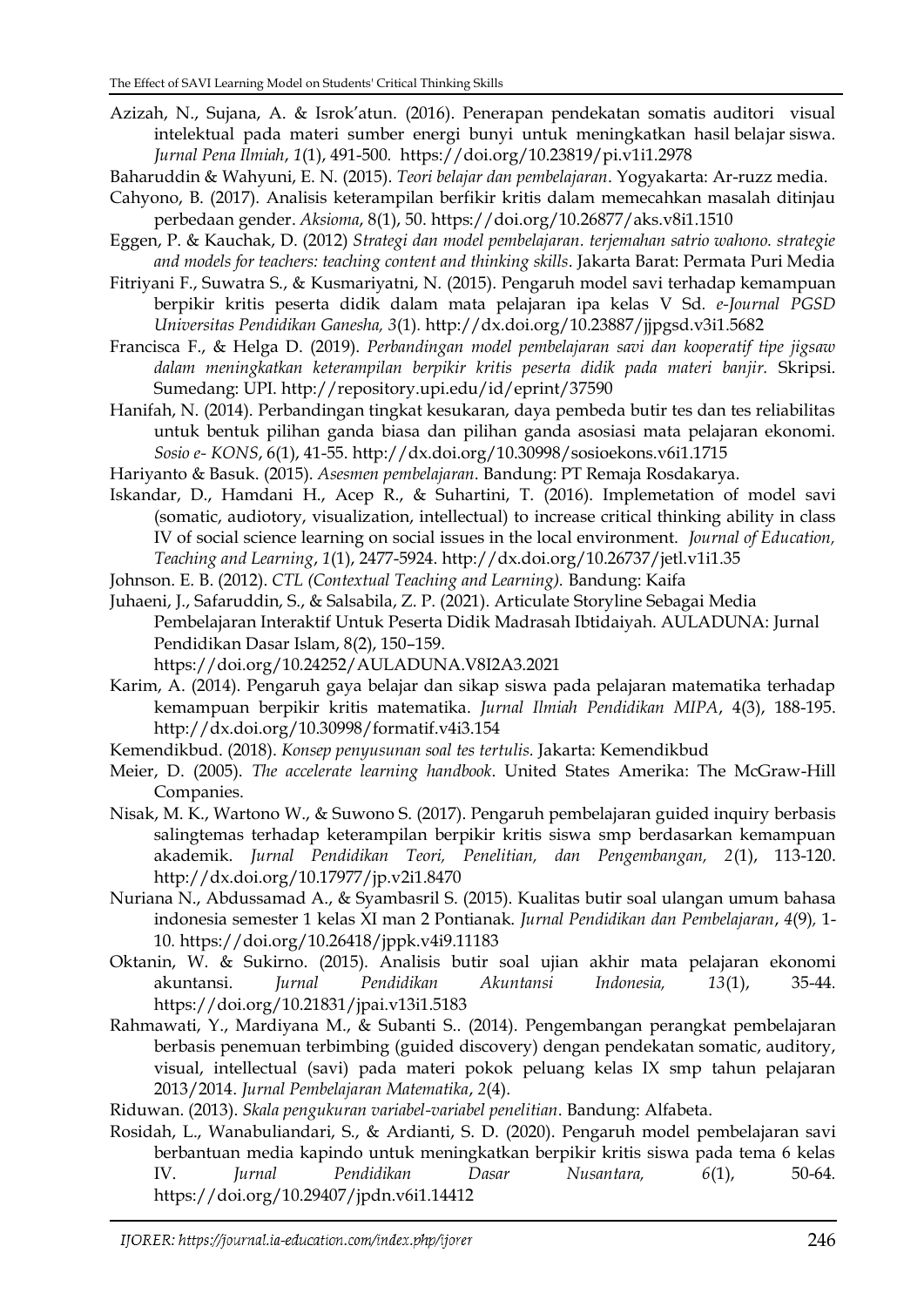Azizah, N., Sujana, A. & Isrok'atun. (2016). Penerapan pendekatan somatis auditori visual intelektual pada materi sumber energi bunyi untuk meningkatkan hasil belajar siswa. *Jurnal Pena Ilmiah*, *1*(1), 491-500. https://doi.org/10.23819/pi.v1i1.2978

Baharuddin & Wahyuni, E. N. (2015). *Teori belajar dan pembelajaran*. Yogyakarta: Ar-ruzz media.

Cahyono, B. (2017). Analisis keterampilan berfikir kritis dalam memecahkan masalah ditinjau perbedaan gender. *Aksioma*, 8(1), 50. https://doi.org/10.26877/aks.v8i1.1510

Eggen, P. & Kauchak, D. (2012) *Strategi dan model pembelajaran. terjemahan satrio wahono. strategie and models for teachers: teaching content and thinking skills*. Jakarta Barat: Permata Puri Media

Fitriyani F., Suwatra S., & Kusmariyatni, N. (2015). Pengaruh model savi terhadap kemampuan berpikir kritis peserta didik dalam mata pelajaran ipa kelas V Sd. *e-Journal PGSD Universitas Pendidikan Ganesha, 3*(1). http://dx.doi.org/10.23887/jjpgsd.v3i1.5682

Francisca F., & Helga D. (2019). *Perbandingan model pembelajaran savi dan kooperatif tipe jigsaw dalam meningkatkan keterampilan berpikir kritis peserta didik pada materi banjir.* Skripsi. Sumedang: UPI. http://repository.upi.edu/id/eprint/37590

Hanifah, N. (2014). Perbandingan tingkat kesukaran, daya pembeda butir tes dan tes reliabilitas untuk bentuk pilihan ganda biasa dan pilihan ganda asosiasi mata pelajaran ekonomi. *Sosio e- KONS*, 6(1), 41-55. http://dx.doi.org/10.30998/sosioekons.v6i1.1715

Hariyanto & Basuk. (2015). *Asesmen pembelajaran*. Bandung: PT Remaja Rosdakarya.

Iskandar, D., Hamdani H., Acep R., & Suhartini, T. (2016). Implemetation of model savi (somatic, audiotory, visualization, intellectual) to increase critical thinking ability in class IV of social science learning on social issues in the local environment. *Journal of Education, Teaching and Learning*, *1*(1), 2477-5924. http://dx.doi.org/10.26737/jetl.v1i1.35

Johnson. E. B. (2012). *CTL (Contextual Teaching and Learning).* Bandung: Kaifa

Juhaeni, J., Safaruddin, S., & Salsabila, Z. P. (2021). Articulate Storyline Sebagai Media Pembelajaran Interaktif Untuk Peserta Didik Madrasah Ibtidaiyah. AULADUNA: Jurnal Pendidikan Dasar Islam, 8(2), 150–159. https://doi.org/10.24252/AULADUNA.V8I2A3.2021

Karim, A. (2014). Pengaruh gaya belajar dan sikap siswa pada pelajaran matematika terhadap kemampuan berpikir kritis matematika. *Jurnal Ilmiah Pendidikan MIPA*, 4(3), 188-195. http://dx.doi.org/10.30998/formatif.v4i3.154

Kemendikbud. (2018). *Konsep penyusunan soal tes tertulis.* Jakarta: Kemendikbud

Meier, D. (2005). *The accelerate learning handbook*. United States Amerika: The McGraw-Hill Companies.

Nisak, M. K., Wartono W., & Suwono S. (2017). Pengaruh pembelajaran guided inquiry berbasis salingtemas terhadap keterampilan berpikir kritis siswa smp berdasarkan kemampuan akademik. *Jurnal Pendidikan Teori, Penelitian, dan Pengembangan, 2*(1), 113-120. http://dx.doi.org/10.17977/jp.v2i1.8470

Nuriana N., Abdussamad A., & Syambasril S. (2015). Kualitas butir soal ulangan umum bahasa indonesia semester 1 kelas XI man 2 Pontianak. *Jurnal Pendidikan dan Pembelajaran*, *4*(9), 1-10. https://doi.org/10.26418/jppk.v4i9.11183

Oktanin, W. & Sukirno. (2015). Analisis butir soal ujian akhir mata pelajaran ekonomi akuntansi. *Jurnal Pendidikan Akuntansi Indonesia, 13*(1), 35-44. https://doi.org/10.21831/jpai.v13i1.5183

Rahmawati, Y., Mardiyana M., & Subanti S.. (2014). Pengembangan perangkat pembelajaran berbasis penemuan terbimbing (guided discovery) dengan pendekatan somatic, auditory, visual, intellectual (savi) pada materi pokok peluang kelas IX smp tahun pelajaran 2013/2014. *Jurnal Pembelajaran Matematika*, *2*(4).

Riduwan. (2013). *Skala pengukuran variabel-variabel penelitian*. Bandung: Alfabeta.

Rosidah, L., Wanabuliandari, S., & Ardianti, S. D. (2020). Pengaruh model pembelajaran savi berbantuan media kapindo untuk meningkatkan berpikir kritis siswa pada tema 6 kelas IV. *Jurnal Pendidikan Dasar Nusantara, 6*(1), 50-64. https://doi.org/10.29407/jpdn.v6i1.14412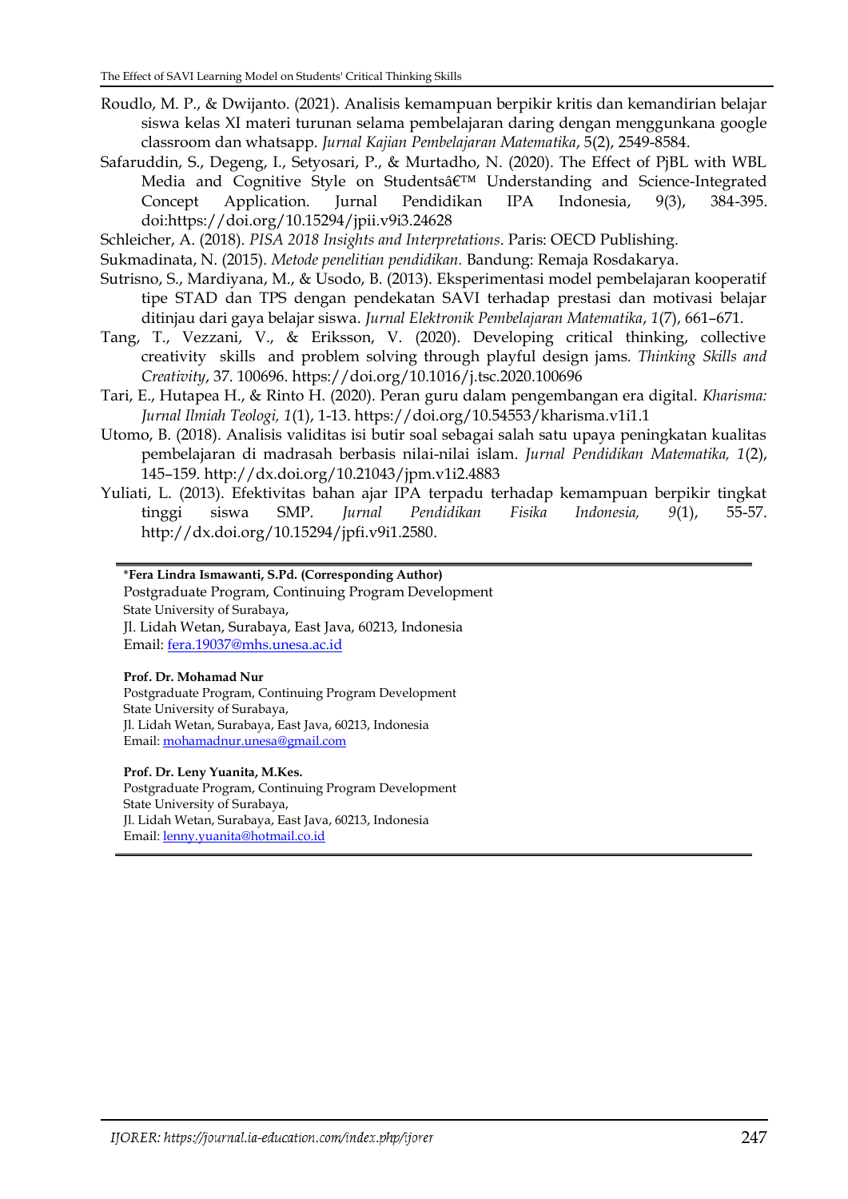Roudlo, M. P., & Dwijanto. (2021). Analisis kemampuan berpikir kritis dan kemandirian belajar siswa kelas XI materi turunan selama pembelajaran daring dengan menggunkana google classroom dan whatsapp. *Jurnal Kajian Pembelajaran Matematika*, 5(2), 2549-8584.

Safaruddin, S., Degeng, I., Setyosari, P., & Murtadho, N. (2020). The Effect of PjBL with WBL Media and Cognitive Style on Studentsâ€™ Understanding and Science-Integrated Concept Application. Jurnal Pendidikan IPA Indonesia, 9(3), 384-395. doi:https://doi.org/10.15294/jpii.v9i3.24628

Schleicher, A. (2018). *PISA 2018 Insights and Interpretations*. Paris: OECD Publishing.

Sukmadinata, N. (2015). *Metode penelitian pendidikan.* Bandung: Remaja Rosdakarya.

Sutrisno, S., Mardiyana, M., & Usodo, B. (2013). Eksperimentasi model pembelajaran kooperatif tipe STAD dan TPS dengan pendekatan SAVI terhadap prestasi dan motivasi belajar ditinjau dari gaya belajar siswa. *Jurnal Elektronik Pembelajaran Matematika*, *1*(7), 661–671.

Tang, T., Vezzani, V., & Eriksson, V. (2020). Developing critical thinking, collective creativity skills and problem solving through playful design jams. *Thinking Skills and Creativity*, 37. 100696. https://doi.org/10.1016/j.tsc.2020.100696

Tari, E., Hutapea H., & Rinto H. (2020). Peran guru dalam pengembangan era digital. *Kharisma: Jurnal Ilmiah Teologi, 1*(1), 1-13. https://doi.org/10.54553/kharisma.v1i1.1

Utomo, B. (2018). Analisis validitas isi butir soal sebagai salah satu upaya peningkatan kualitas pembelajaran di madrasah berbasis nilai-nilai islam. *Jurnal Pendidikan Matematika, 1*(2), 145–159. http://dx.doi.org/10.21043/jpm.v1i2.4883

Yuliati, L. (2013). Efektivitas bahan ajar IPA terpadu terhadap kemampuan berpikir tingkat tinggi siswa SMP. *Jurnal Pendidikan Fisika Indonesia, 9*(1), 55-57. http://dx.doi.org/10.15294/jpfi.v9i1.2580.

---

**\*Fera Lindra Ismawanti, S.Pd. (Corresponding Author)**
Postgraduate Program, Continuing Program Development
State University of Surabaya,
Jl. Lidah Wetan, Surabaya, East Java, 60213, Indonesia
Email: fera.19037@mhs.unesa.ac.id

**Prof. Dr. Mohamad Nur**
Postgraduate Program, Continuing Program Development
State University of Surabaya,
Jl. Lidah Wetan, Surabaya, East Java, 60213, Indonesia
Email: mohamadnur.unesa@gmail.com

**Prof. Dr. Leny Yuanita, M.Kes.**
Postgraduate Program, Continuing Program Development
State University of Surabaya,
Jl. Lidah Wetan, Surabaya, East Java, 60213, Indonesia
Email: lenny.yuanita@hotmail.co.id